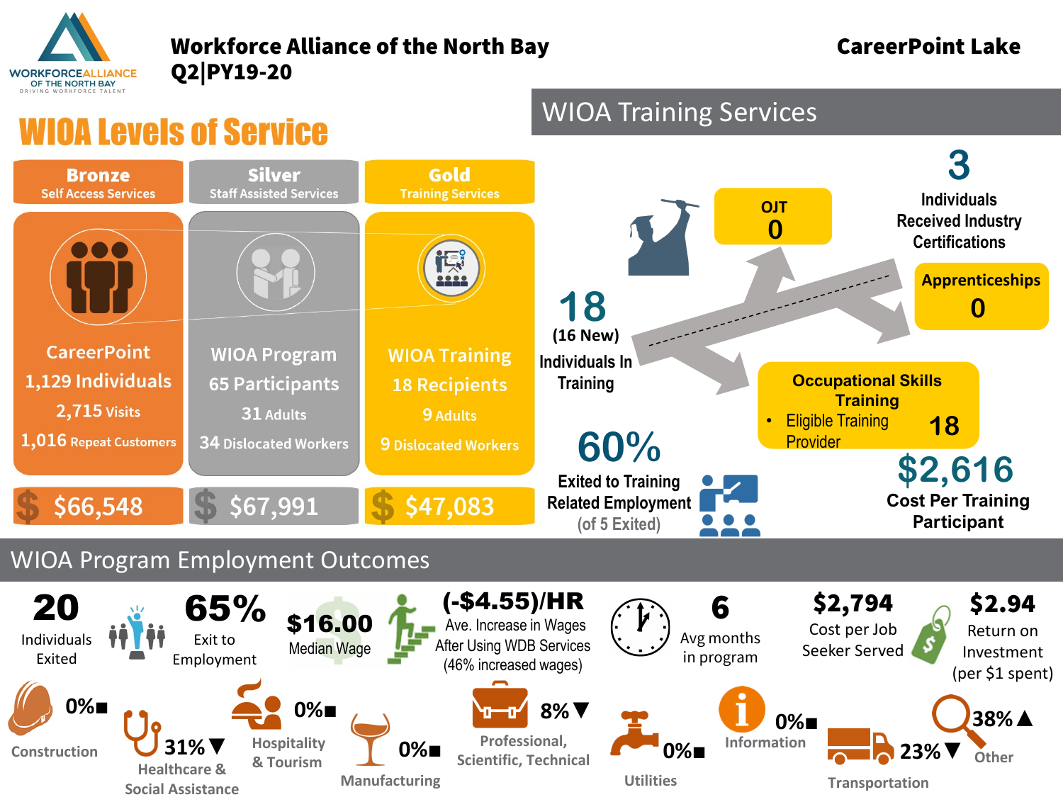# Workforce Alliance of the North Bay Q2|PY19-20

**CareerPoint Lake**

## WIOA Levels of Service

| Bronze – Self Access Services | Silver – Staff Assisted Services | Gold – Training Services |
|---|---|---|
| CareerPoint | WIOA Program | WIOA Training |
| 1,129 Individuals | 65 Participants | 18 Recipients |
| 2,715 Visits | 31 Adults | 9 Adults |
| 1,016 Repeat Customers | 34 Dislocated Workers | 9 Dislocated Workers |
| $66,548 | $67,991 | $47,083 |

## WIOA Training Services

**18** (16 New) Individuals In Training

- **OJT:** 0
- **Apprenticeships:** 0
- **Occupational Skills Training**
  - Eligible Training Provider: 18

**3** Individuals Received Industry Certifications

**60%** Exited to Training Related Employment (of 5 Exited)

**$2,616** Cost Per Training Participant

## WIOA Program Employment Outcomes

- **20** Individuals Exited
- **65%** Exit to Employment
- **$16.00** Median Wage
- **(-$4.55)/HR** Ave. Increase in Wages After Using WDB Services (46% increased wages)
- **6** Avg months in program
- **$2,794** Cost per Job Seeker Served
- **$2.94** Return on Investment (per $1 spent)

| Industry | Percentage |
|---|---|
| Construction | 0% ■ |
| Healthcare & Social Assistance | 31% ▼ |
| Hospitality & Tourism | 0% ■ |
| Manufacturing | 0% ■ |
| Professional, Scientific, Technical | 8% ▼ |
| Utilities | 0% ■ |
| Information | 0% ■ |
| Transportation | 23% ▼ |
| Other | 38% ▲ |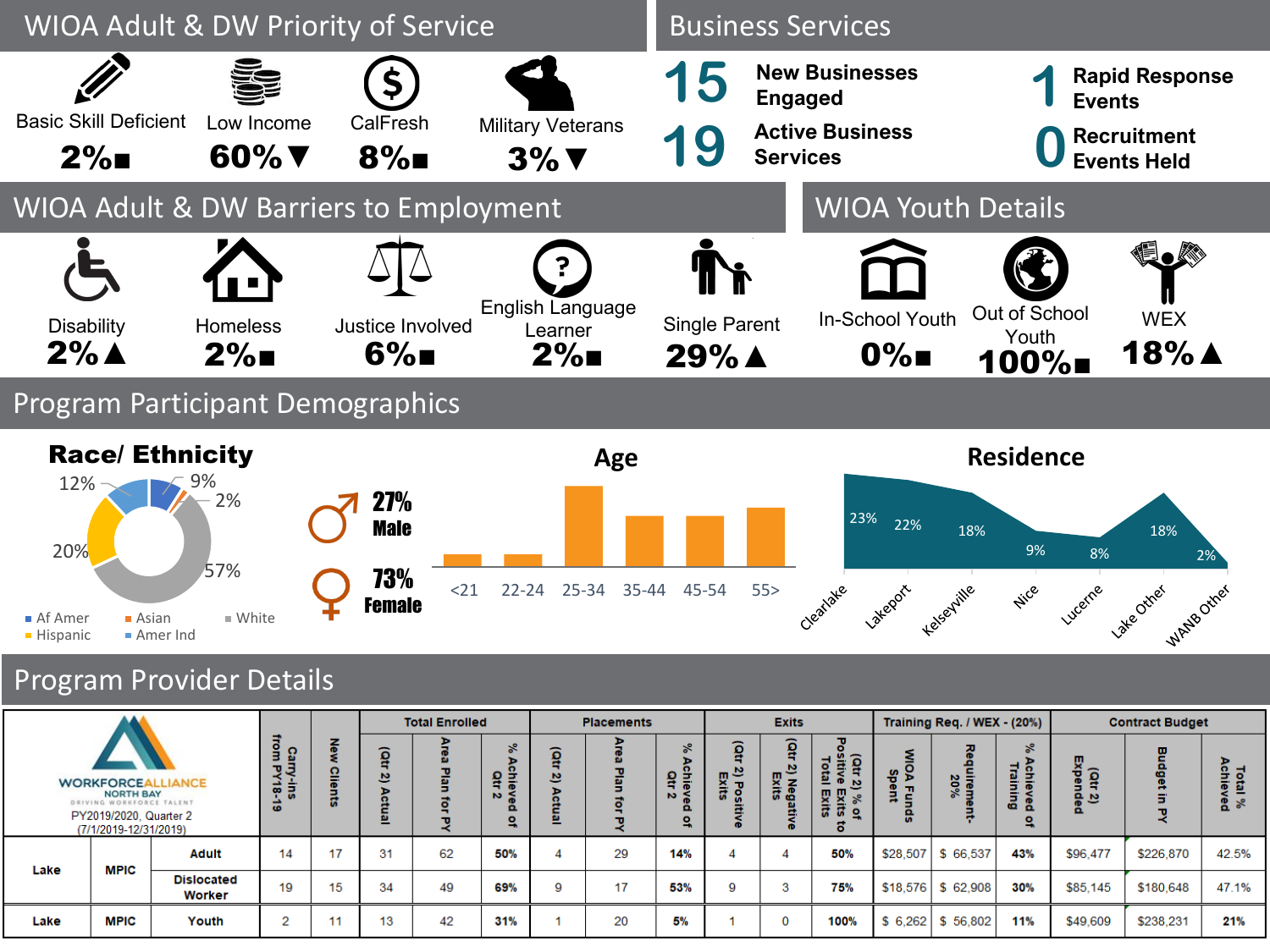## WIOA Adult & DW Priority of Service

| Basic Skill Deficient | Low Income | CalFresh | Military Veterans |
|---|---|---|---|
| 2%■ | 60%▼ | 8%■ | 3%▼ |

## Business Services

**15** New Businesses Engaged

**19** Active Business Services

**1** Rapid Response Events

**0** Recruitment Events Held

## WIOA Adult & DW Barriers to Employment

| Disability | Homeless | Justice Involved | English Language Learner | Single Parent |
|---|---|---|---|---|
| 2%▲ | 2%■ | 6%■ | 2%■ | 29%▲ |

## WIOA Youth Details

| In-School Youth | Out of School Youth | WEX |
|---|---|---|
| 0%■ | 100%■ | 18%▲ |

## Program Participant Demographics

### Race/ Ethnicity

- Af Amer: 9%
- Asian: 2%
- White: 57%
- Hispanic: 20%
- Amer Ind: 12%

**27% Male**

**73% Female**

### Age

<21, 22-24, 25-34, 35-44, 45-54, 55>

### Residence

| Clearlake | Lakeport | Kelseyville | Nice | Lucerne | Lake Other | WANB Other |
|---|---|---|---|---|---|---|
| 23% | 22% | 18% | 9% | 8% | 18% | 2% |

## Program Provider Details

WORKFORCEALLIANCE NORTH BAY — DRIVING WORKFORCE TALENT

PY2019/2020, Quarter 2 (7/1/2019-12/31/2019)

| | | | Carry-ins from PY18-19 | New Clients | Total Enrolled | | | Placements | | | Exits | | | Training Req. / WEX - (20%) | | | Contract Budget | | |
|---|---|---|---|---|---|---|---|---|---|---|---|---|---|---|---|---|---|---|---|
| | | | | | (Qtr 2) Actual | Area Plan for PY | % Achieved of Qtr 2 | (Qtr 2) Actual | Area Plan for PY | % Achieved of Qtr 2 | (Qtr 2) Positive Exits | (Qtr 2) Negative Exits | (Qtr 2) % of Positive Exits to Total Exits | WIOA Funds Spent | Requirement-20% | % Achieved of Training | (Qtr 2) Expended | Budget in PY | Total % Achieved |
| Lake | MPIC | Adult | 14 | 17 | 31 | 62 | **50%** | 4 | 29 | **14%** | 4 | 4 | **50%** | $28,507 | $ 66,537 | **43%** | $96,477 | $226,870 | 42.5% |
| | | Dislocated Worker | 19 | 15 | 34 | 49 | **69%** | 9 | 17 | **53%** | 9 | 3 | **75%** | $18,576 | $ 62,908 | **30%** | $85,145 | $180,648 | 47.1% |
| Lake | MPIC | Youth | 2 | 11 | 13 | 42 | **31%** | 1 | 20 | **5%** | 1 | 0 | **100%** | $ 6,262 | $ 56,802 | **11%** | $49,609 | $238,231 | **21%** |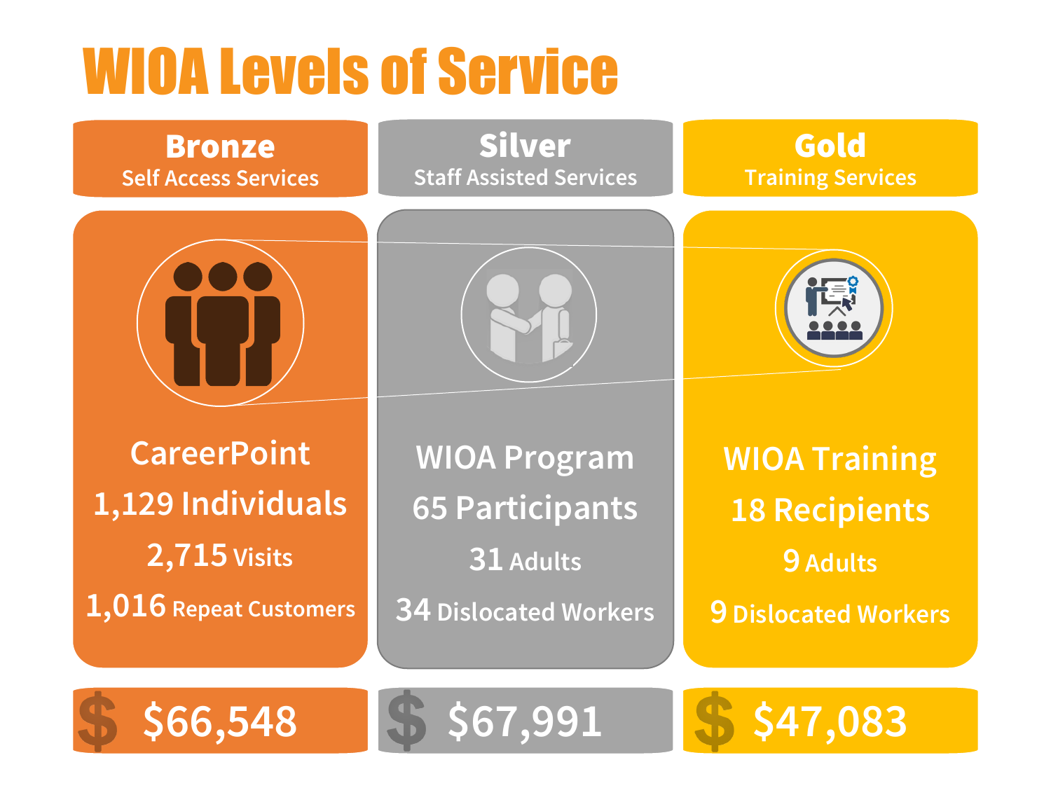# WIOA Levels of Service

| Bronze<br>Self Access Services | Silver<br>Staff Assisted Services | Gold<br>Training Services |
|---|---|---|
| CareerPoint | WIOA Program | WIOA Training |
| 1,129 Individuals | 65 Participants | 18 Recipients |
| 2,715 Visits | 31 Adults | 9 Adults |
| 1,016 Repeat Customers | 34 Dislocated Workers | 9 Dislocated Workers |
| $66,548 | $67,991 | $47,083 |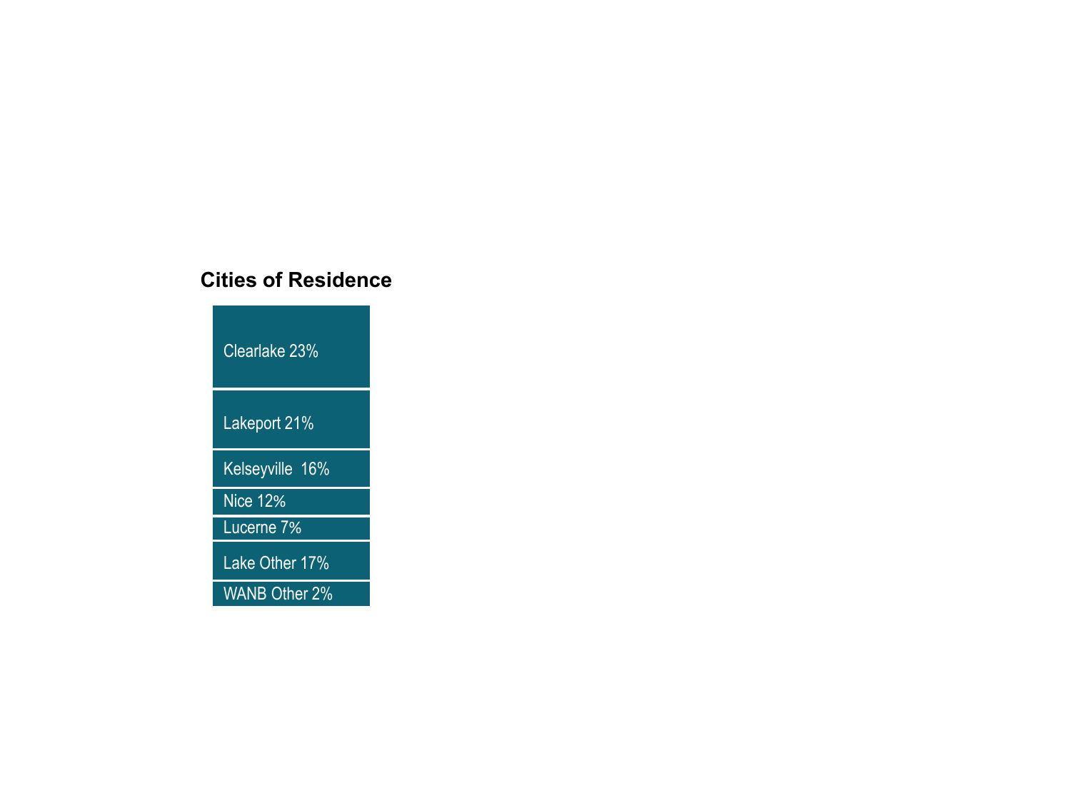## Cities of Residence

Clearlake 23%

Lakeport 21%

Kelseyville 16%

Nice 12%

Lucerne 7%

Lake Other 17%

WANB Other 2%